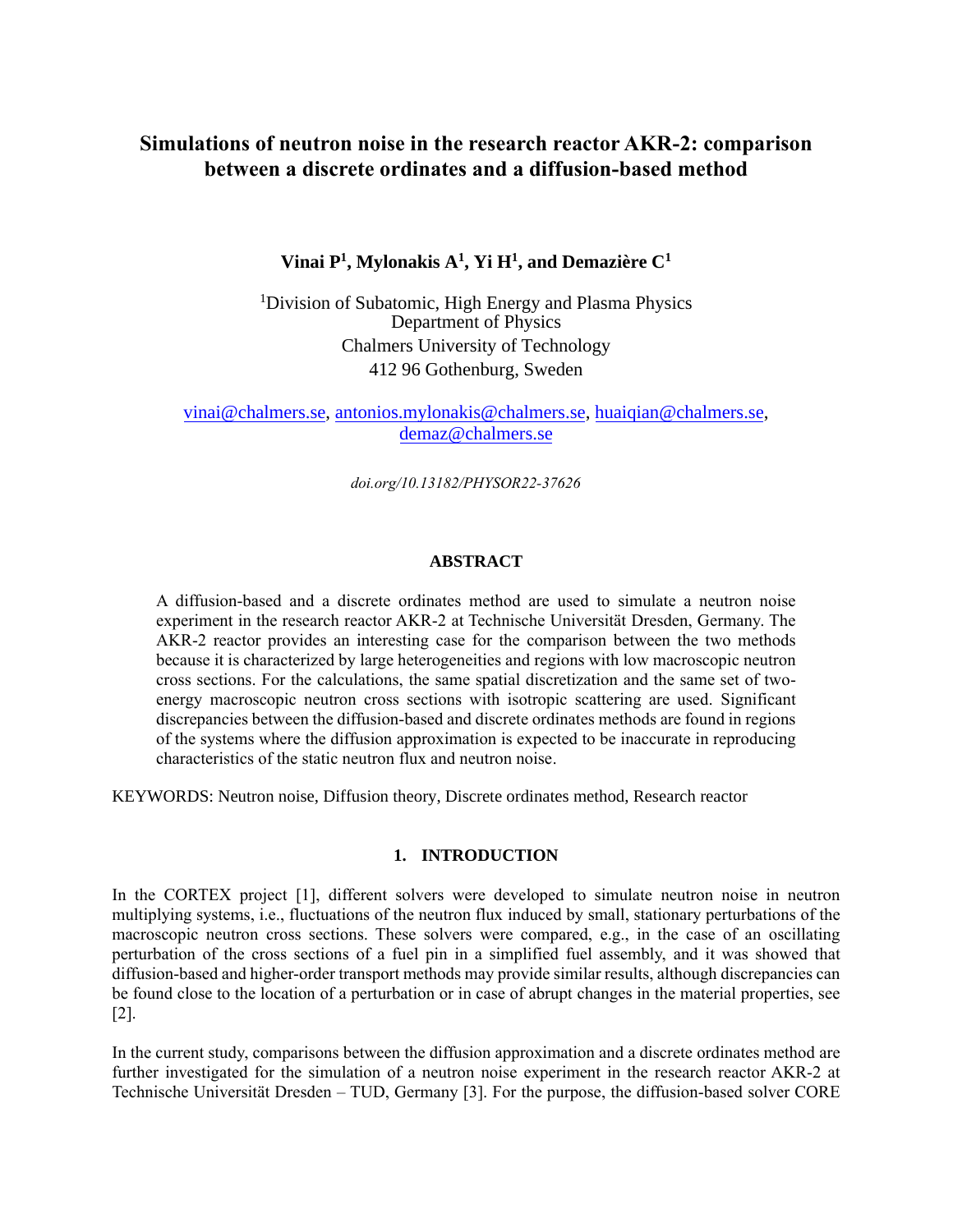# Simulations of neutron noise in the research reactor AKR-2: comparison between a discrete ordinates and a diffusion-based method

**Vinai P[1], Mylonakis A[1], Yi H[1], and Demazière C[1]**

[1]Division of Subatomic, High Energy and Plasma Physics
Department of Physics
Chalmers University of Technology
412 96 Gothenburg, Sweden

vinai@chalmers.se, antonios.mylonakis@chalmers.se, huaiqian@chalmers.se, demaz@chalmers.se

*doi.org/10.13182/PHYSOR22-37626*

## ABSTRACT

A diffusion-based and a discrete ordinates method are used to simulate a neutron noise experiment in the research reactor AKR-2 at Technische Universität Dresden, Germany. The AKR-2 reactor provides an interesting case for the comparison between the two methods because it is characterized by large heterogeneities and regions with low macroscopic neutron cross sections. For the calculations, the same spatial discretization and the same set of two-energy macroscopic neutron cross sections with isotropic scattering are used. Significant discrepancies between the diffusion-based and discrete ordinates methods are found in regions of the systems where the diffusion approximation is expected to be inaccurate in reproducing characteristics of the static neutron flux and neutron noise.

KEYWORDS: Neutron noise, Diffusion theory, Discrete ordinates method, Research reactor

## 1. INTRODUCTION

In the CORTEX project [1], different solvers were developed to simulate neutron noise in neutron multiplying systems, i.e., fluctuations of the neutron flux induced by small, stationary perturbations of the macroscopic neutron cross sections. These solvers were compared, e.g., in the case of an oscillating perturbation of the cross sections of a fuel pin in a simplified fuel assembly, and it was showed that diffusion-based and higher-order transport methods may provide similar results, although discrepancies can be found close to the location of a perturbation or in case of abrupt changes in the material properties, see [2].

In the current study, comparisons between the diffusion approximation and a discrete ordinates method are further investigated for the simulation of a neutron noise experiment in the research reactor AKR-2 at Technische Universität Dresden – TUD, Germany [3]. For the purpose, the diffusion-based solver CORE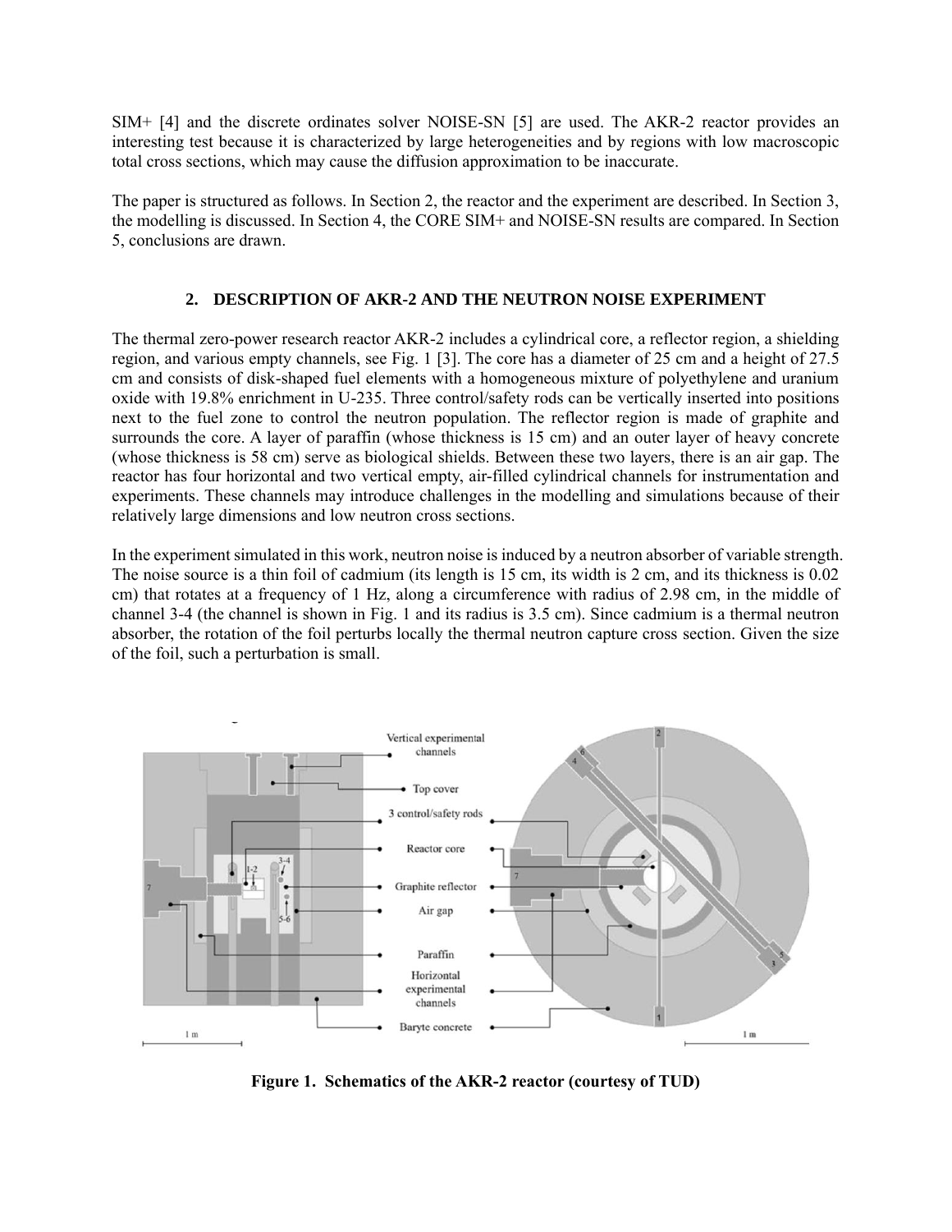SIM+ [4] and the discrete ordinates solver NOISE-SN [5] are used. The AKR-2 reactor provides an interesting test because it is characterized by large heterogeneities and by regions with low macroscopic total cross sections, which may cause the diffusion approximation to be inaccurate.

The paper is structured as follows. In Section 2, the reactor and the experiment are described. In Section 3, the modelling is discussed. In Section 4, the CORE SIM+ and NOISE-SN results are compared. In Section 5, conclusions are drawn.

## 2. DESCRIPTION OF AKR-2 AND THE NEUTRON NOISE EXPERIMENT

The thermal zero-power research reactor AKR-2 includes a cylindrical core, a reflector region, a shielding region, and various empty channels, see Fig. 1 [3]. The core has a diameter of 25 cm and a height of 27.5 cm and consists of disk-shaped fuel elements with a homogeneous mixture of polyethylene and uranium oxide with 19.8% enrichment in U-235. Three control/safety rods can be vertically inserted into positions next to the fuel zone to control the neutron population. The reflector region is made of graphite and surrounds the core. A layer of paraffin (whose thickness is 15 cm) and an outer layer of heavy concrete (whose thickness is 58 cm) serve as biological shields. Between these two layers, there is an air gap. The reactor has four horizontal and two vertical empty, air-filled cylindrical channels for instrumentation and experiments. These channels may introduce challenges in the modelling and simulations because of their relatively large dimensions and low neutron cross sections.

In the experiment simulated in this work, neutron noise is induced by a neutron absorber of variable strength. The noise source is a thin foil of cadmium (its length is 15 cm, its width is 2 cm, and its thickness is 0.02 cm) that rotates at a frequency of 1 Hz, along a circumference with radius of 2.98 cm, in the middle of channel 3-4 (the channel is shown in Fig. 1 and its radius is 3.5 cm). Since cadmium is a thermal neutron absorber, the rotation of the foil perturbs locally the thermal neutron capture cross section. Given the size of the foil, such a perturbation is small.

**Figure 1. Schematics of the AKR-2 reactor (courtesy of TUD)**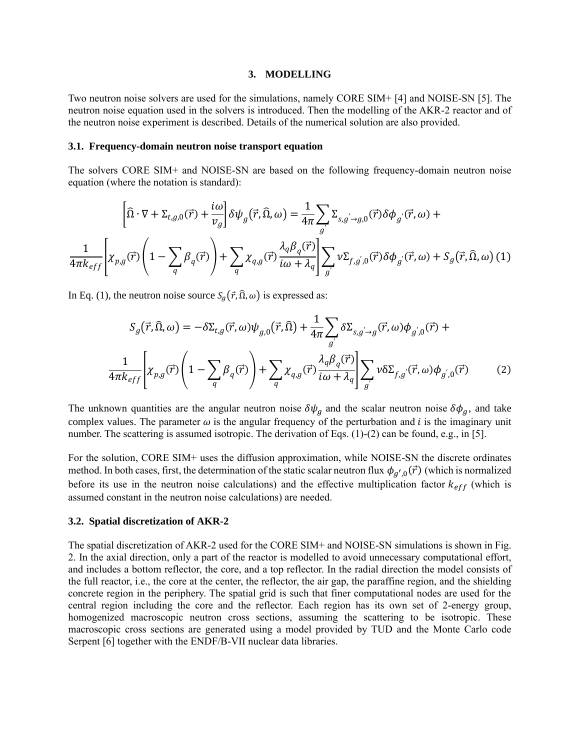## 3. MODELLING

Two neutron noise solvers are used for the simulations, namely CORE SIM+ [4] and NOISE-SN [5]. The neutron noise equation used in the solvers is introduced. Then the modelling of the AKR-2 reactor and of the neutron noise experiment is described. Details of the numerical solution are also provided.

### 3.1. Frequency-domain neutron noise transport equation

The solvers CORE SIM+ and NOISE-SN are based on the following frequency-domain neutron noise equation (where the notation is standard):

$$\left[\widehat{\Omega}\cdot\nabla+\Sigma_{t,g,0}(\vec{r})+\frac{i\omega}{v_g}\right]\delta\psi_g\left(\vec{r},\widehat{\Omega},\omega\right)=\frac{1}{4\pi}\sum_{g'}\Sigma_{s,g'\to g,0}(\vec{r})\delta\phi_{g'}(\vec{r},\omega)+$$
$$\frac{1}{4\pi k_{eff}}\left[\chi_{p,g}(\vec{r})\left(1-\sum_q\beta_q(\vec{r})\right)+\sum_q\chi_{q,g}(\vec{r})\frac{\lambda_q\beta_q(\vec{r})}{i\omega+\lambda_q}\right]\sum_{g'}\nu\Sigma_{f,g',0}(\vec{r})\delta\phi_{g'}(\vec{r},\omega)+S_g\left(\vec{r},\widehat{\Omega},\omega\right)\quad(1)$$

In Eq. (1), the neutron noise source $S_g\left(\vec{r},\widehat{\Omega},\omega\right)$ is expressed as:

$$S_g\left(\vec{r},\widehat{\Omega},\omega\right)=-\delta\Sigma_{t,g}(\vec{r},\omega)\psi_{g,0}\left(\vec{r},\widehat{\Omega}\right)+\frac{1}{4\pi}\sum_{g'}\delta\Sigma_{s,g'\to g}(\vec{r},\omega)\phi_{g',0}(\vec{r})+$$
$$\frac{1}{4\pi k_{eff}}\left[\chi_{p,g}(\vec{r})\left(1-\sum_q\beta_q(\vec{r})\right)+\sum_q\chi_{q,g}(\vec{r})\frac{\lambda_q\beta_q(\vec{r})}{i\omega+\lambda_q}\right]\sum_{g'}\nu\delta\Sigma_{f,g'}(\vec{r},\omega)\phi_{g',0}(\vec{r})\quad(2)$$

The unknown quantities are the angular neutron noise $\delta\psi_g$ and the scalar neutron noise $\delta\phi_g$, and take complex values. The parameter $\omega$ is the angular frequency of the perturbation and $i$ is the imaginary unit number. The scattering is assumed isotropic. The derivation of Eqs. (1)-(2) can be found, e.g., in [5].

For the solution, CORE SIM+ uses the diffusion approximation, while NOISE-SN the discrete ordinates method. In both cases, first, the determination of the static scalar neutron flux $\phi_{g',0}(\vec{r})$ (which is normalized before its use in the neutron noise calculations) and the effective multiplication factor $k_{eff}$ (which is assumed constant in the neutron noise calculations) are needed.

### 3.2. Spatial discretization of AKR-2

The spatial discretization of AKR-2 used for the CORE SIM+ and NOISE-SN simulations is shown in Fig. 2. In the axial direction, only a part of the reactor is modelled to avoid unnecessary computational effort, and includes a bottom reflector, the core, and a top reflector. In the radial direction the model consists of the full reactor, i.e., the core at the center, the reflector, the air gap, the paraffine region, and the shielding concrete region in the periphery. The spatial grid is such that finer computational nodes are used for the central region including the core and the reflector. Each region has its own set of 2-energy group, homogenized macroscopic neutron cross sections, assuming the scattering to be isotropic. These macroscopic cross sections are generated using a model provided by TUD and the Monte Carlo code Serpent [6] together with the ENDF/B-VII nuclear data libraries.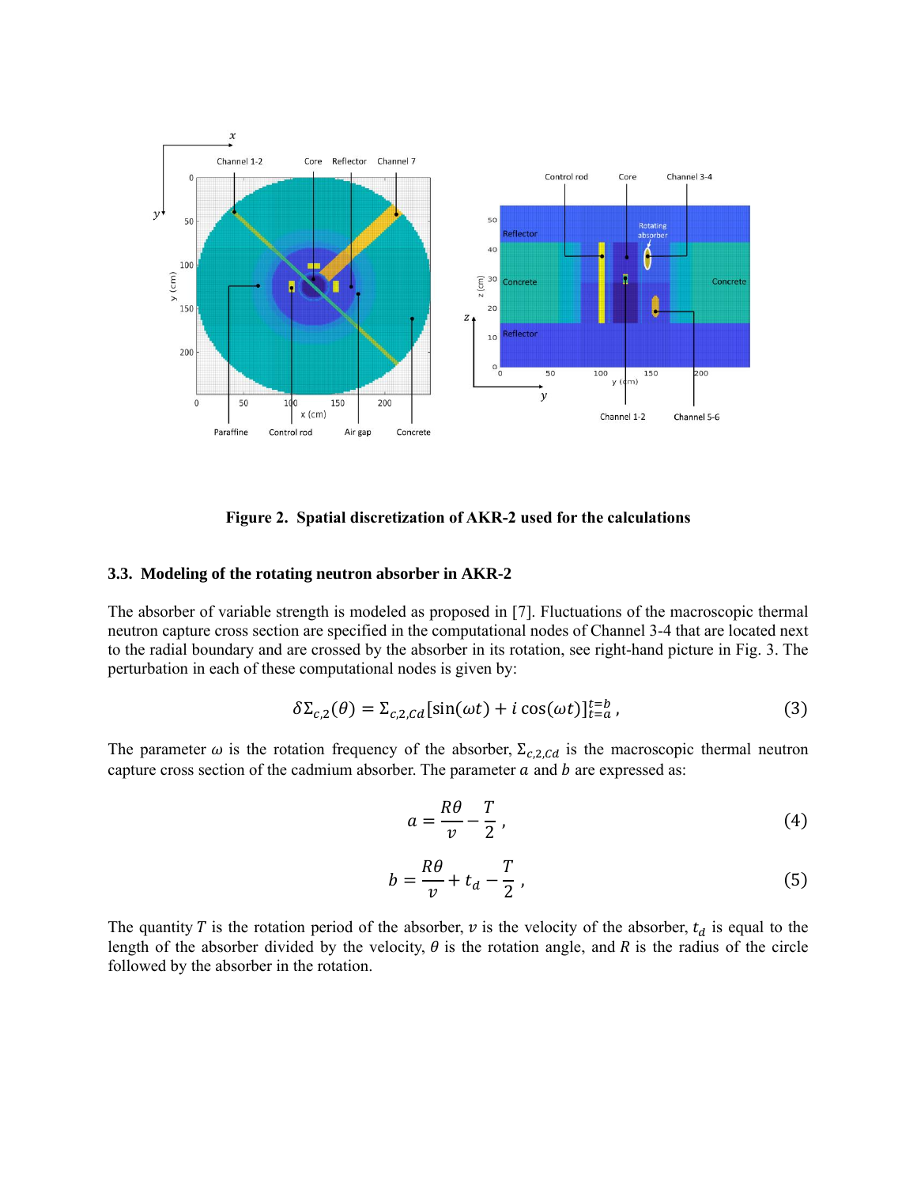**Figure 2. Spatial discretization of AKR-2 used for the calculations**

### 3.3. Modeling of the rotating neutron absorber in AKR-2

The absorber of variable strength is modeled as proposed in [7]. Fluctuations of the macroscopic thermal neutron capture cross section are specified in the computational nodes of Channel 3-4 that are located next to the radial boundary and are crossed by the absorber in its rotation, see right-hand picture in Fig. 3. The perturbation in each of these computational nodes is given by:

$$\delta\Sigma_{c,2}(\theta) = \Sigma_{c,2,Cd}[\sin(\omega t) + i\cos(\omega t)]_{t=a}^{t=b}, \tag{3}$$

The parameter $\omega$ is the rotation frequency of the absorber, $\Sigma_{c,2,Cd}$ is the macroscopic thermal neutron capture cross section of the cadmium absorber. The parameter $a$ and $b$ are expressed as:

$$a = \frac{R\theta}{v} - \frac{T}{2}, \tag{4}$$

$$b = \frac{R\theta}{v} + t_d - \frac{T}{2}, \tag{5}$$

The quantity $T$ is the rotation period of the absorber, $v$ is the velocity of the absorber, $t_d$ is equal to the length of the absorber divided by the velocity, $\theta$ is the rotation angle, and $R$ is the radius of the circle followed by the absorber in the rotation.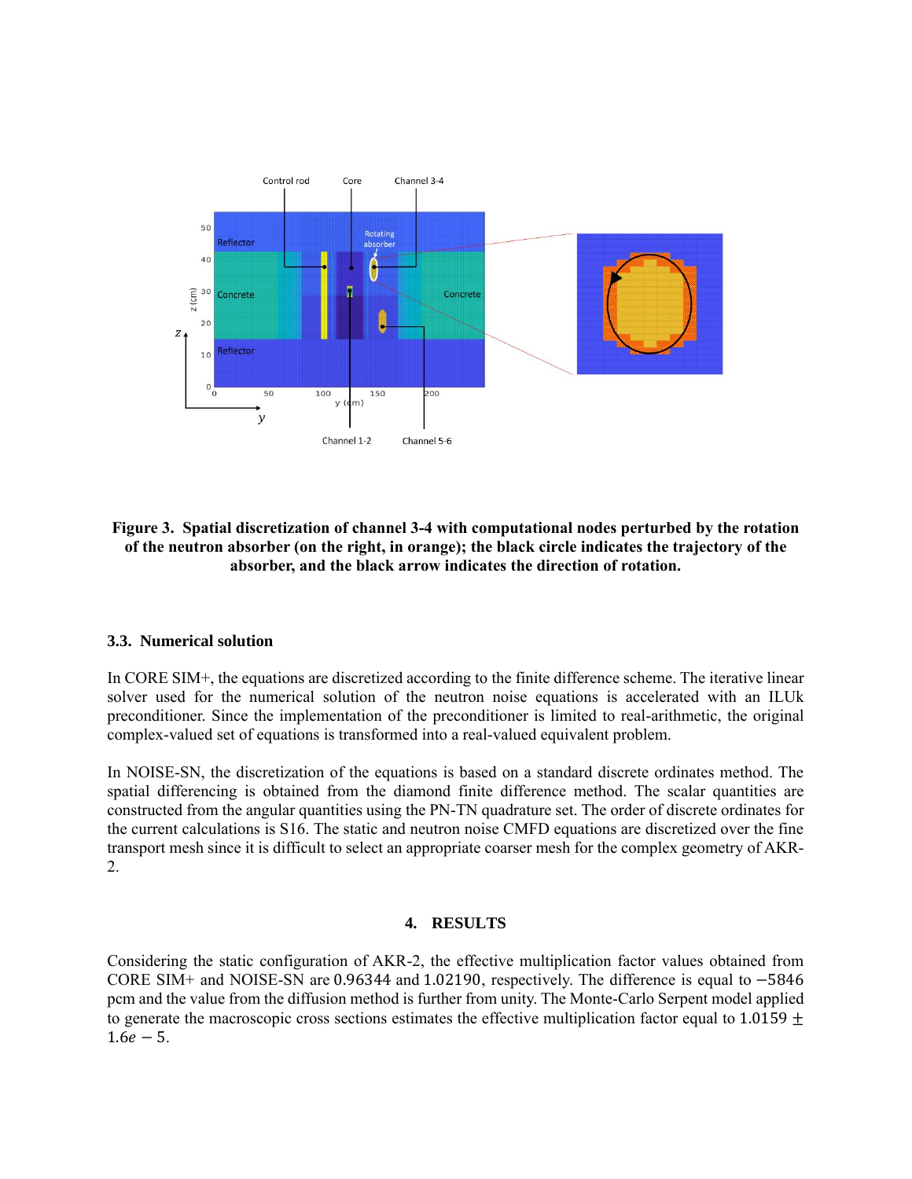**Figure 3. Spatial discretization of channel 3-4 with computational nodes perturbed by the rotation of the neutron absorber (on the right, in orange); the black circle indicates the trajectory of the absorber, and the black arrow indicates the direction of rotation.**

### 3.3. Numerical solution

In CORE SIM+, the equations are discretized according to the finite difference scheme. The iterative linear solver used for the numerical solution of the neutron noise equations is accelerated with an ILUk preconditioner. Since the implementation of the preconditioner is limited to real-arithmetic, the original complex-valued set of equations is transformed into a real-valued equivalent problem.

In NOISE-SN, the discretization of the equations is based on a standard discrete ordinates method. The spatial differencing is obtained from the diamond finite difference method. The scalar quantities are constructed from the angular quantities using the PN-TN quadrature set. The order of discrete ordinates for the current calculations is S16. The static and neutron noise CMFD equations are discretized over the fine transport mesh since it is difficult to select an appropriate coarser mesh for the complex geometry of AKR-2.

## 4. RESULTS

Considering the static configuration of AKR-2, the effective multiplication factor values obtained from CORE SIM+ and NOISE-SN are $0.96344$ and $1.02190$, respectively. The difference is equal to $-5846$ pcm and the value from the diffusion method is further from unity. The Monte-Carlo Serpent model applied to generate the macroscopic cross sections estimates the effective multiplication factor equal to $1.0159 \pm 1.6e-5$.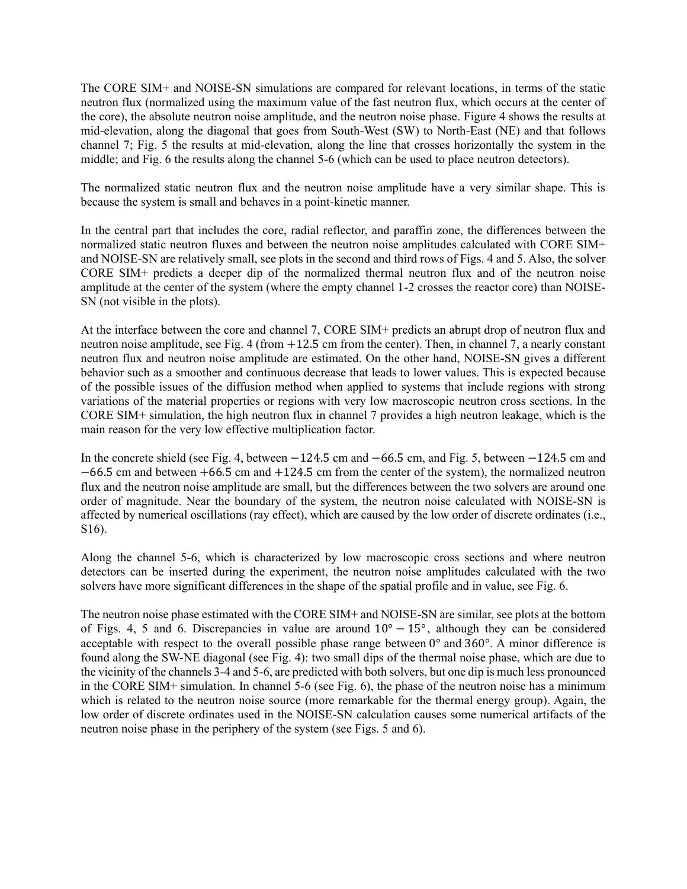The CORE SIM+ and NOISE-SN simulations are compared for relevant locations, in terms of the static neutron flux (normalized using the maximum value of the fast neutron flux, which occurs at the center of the core), the absolute neutron noise amplitude, and the neutron noise phase. Figure 4 shows the results at mid-elevation, along the diagonal that goes from South-West (SW) to North-East (NE) and that follows channel 7; Fig. 5 the results at mid-elevation, along the line that crosses horizontally the system in the middle; and Fig. 6 the results along the channel 5-6 (which can be used to place neutron detectors).

The normalized static neutron flux and the neutron noise amplitude have a very similar shape. This is because the system is small and behaves in a point-kinetic manner.

In the central part that includes the core, radial reflector, and paraffin zone, the differences between the normalized static neutron fluxes and between the neutron noise amplitudes calculated with CORE SIM+ and NOISE-SN are relatively small, see plots in the second and third rows of Figs. 4 and 5. Also, the solver CORE SIM+ predicts a deeper dip of the normalized thermal neutron flux and of the neutron noise amplitude at the center of the system (where the empty channel 1-2 crosses the reactor core) than NOISE-SN (not visible in the plots).

At the interface between the core and channel 7, CORE SIM+ predicts an abrupt drop of neutron flux and neutron noise amplitude, see Fig. 4 (from $+12.5$ cm from the center). Then, in channel 7, a nearly constant neutron flux and neutron noise amplitude are estimated. On the other hand, NOISE-SN gives a different behavior such as a smoother and continuous decrease that leads to lower values. This is expected because of the possible issues of the diffusion method when applied to systems that include regions with strong variations of the material properties or regions with very low macroscopic neutron cross sections. In the CORE SIM+ simulation, the high neutron flux in channel 7 provides a high neutron leakage, which is the main reason for the very low effective multiplication factor.

In the concrete shield (see Fig. 4, between $-124.5$ cm and $-66.5$ cm, and Fig. 5, between $-124.5$ cm and $-66.5$ cm and between $+66.5$ cm and $+124.5$ cm from the center of the system), the normalized neutron flux and the neutron noise amplitude are small, but the differences between the two solvers are around one order of magnitude. Near the boundary of the system, the neutron noise calculated with NOISE-SN is affected by numerical oscillations (ray effect), which are caused by the low order of discrete ordinates (i.e., S16).

Along the channel 5-6, which is characterized by low macroscopic cross sections and where neutron detectors can be inserted during the experiment, the neutron noise amplitudes calculated with the two solvers have more significant differences in the shape of the spatial profile and in value, see Fig. 6.

The neutron noise phase estimated with the CORE SIM+ and NOISE-SN are similar, see plots at the bottom of Figs. 4, 5 and 6. Discrepancies in value are around $10° - 15°$, although they can be considered acceptable with respect to the overall possible phase range between $0°$ and $360°$. A minor difference is found along the SW-NE diagonal (see Fig. 4): two small dips of the thermal noise phase, which are due to the vicinity of the channels 3-4 and 5-6, are predicted with both solvers, but one dip is much less pronounced in the CORE SIM+ simulation. In channel 5-6 (see Fig. 6), the phase of the neutron noise has a minimum which is related to the neutron noise source (more remarkable for the thermal energy group). Again, the low order of discrete ordinates used in the NOISE-SN calculation causes some numerical artifacts of the neutron noise phase in the periphery of the system (see Figs. 5 and 6).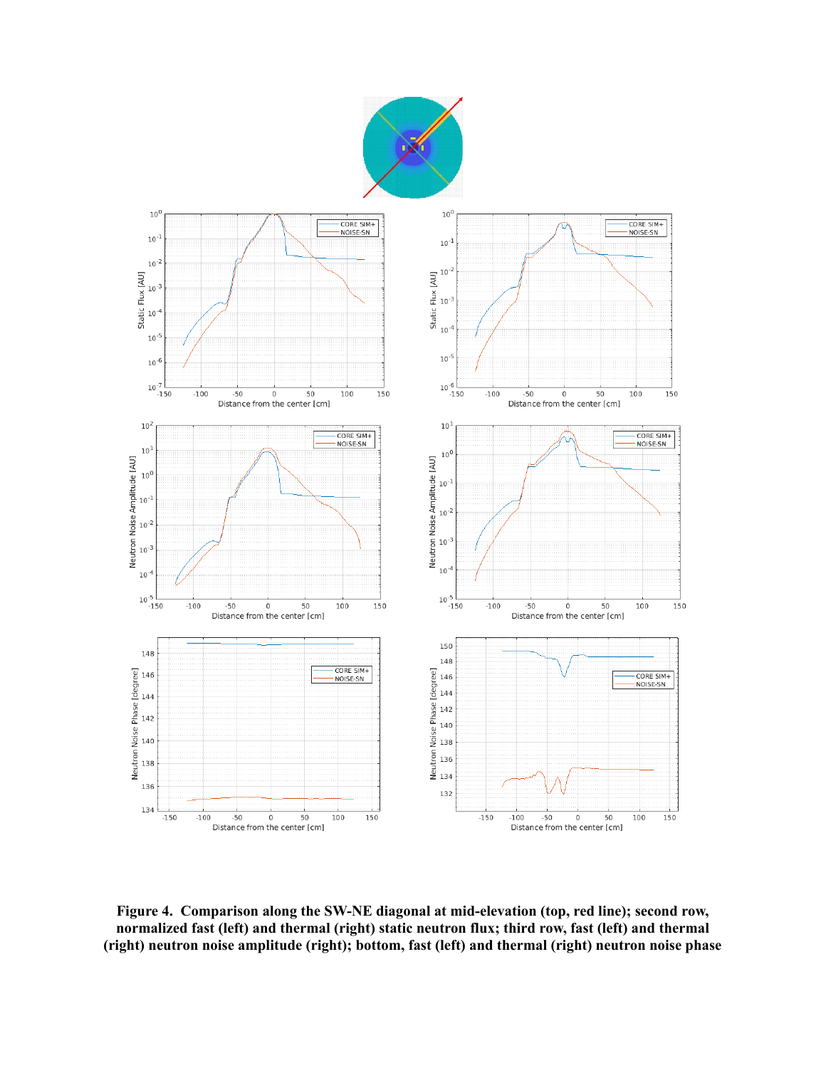**Figure 4. Comparison along the SW-NE diagonal at mid-elevation (top, red line); second row, normalized fast (left) and thermal (right) static neutron flux; third row, fast (left) and thermal (right) neutron noise amplitude (right); bottom, fast (left) and thermal (right) neutron noise phase**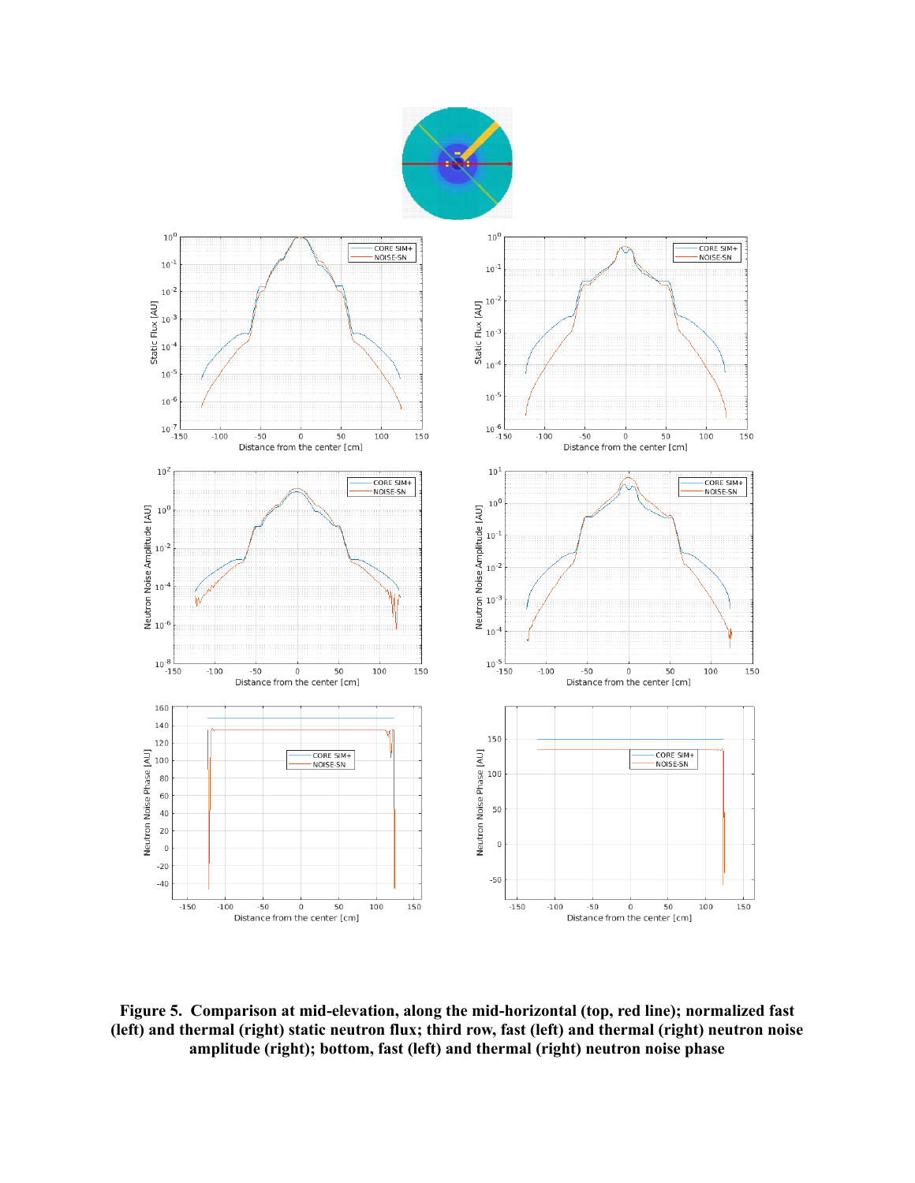**Figure 5. Comparison at mid-elevation, along the mid-horizontal (top, red line); normalized fast (left) and thermal (right) static neutron flux; third row, fast (left) and thermal (right) neutron noise amplitude (right); bottom, fast (left) and thermal (right) neutron noise phase**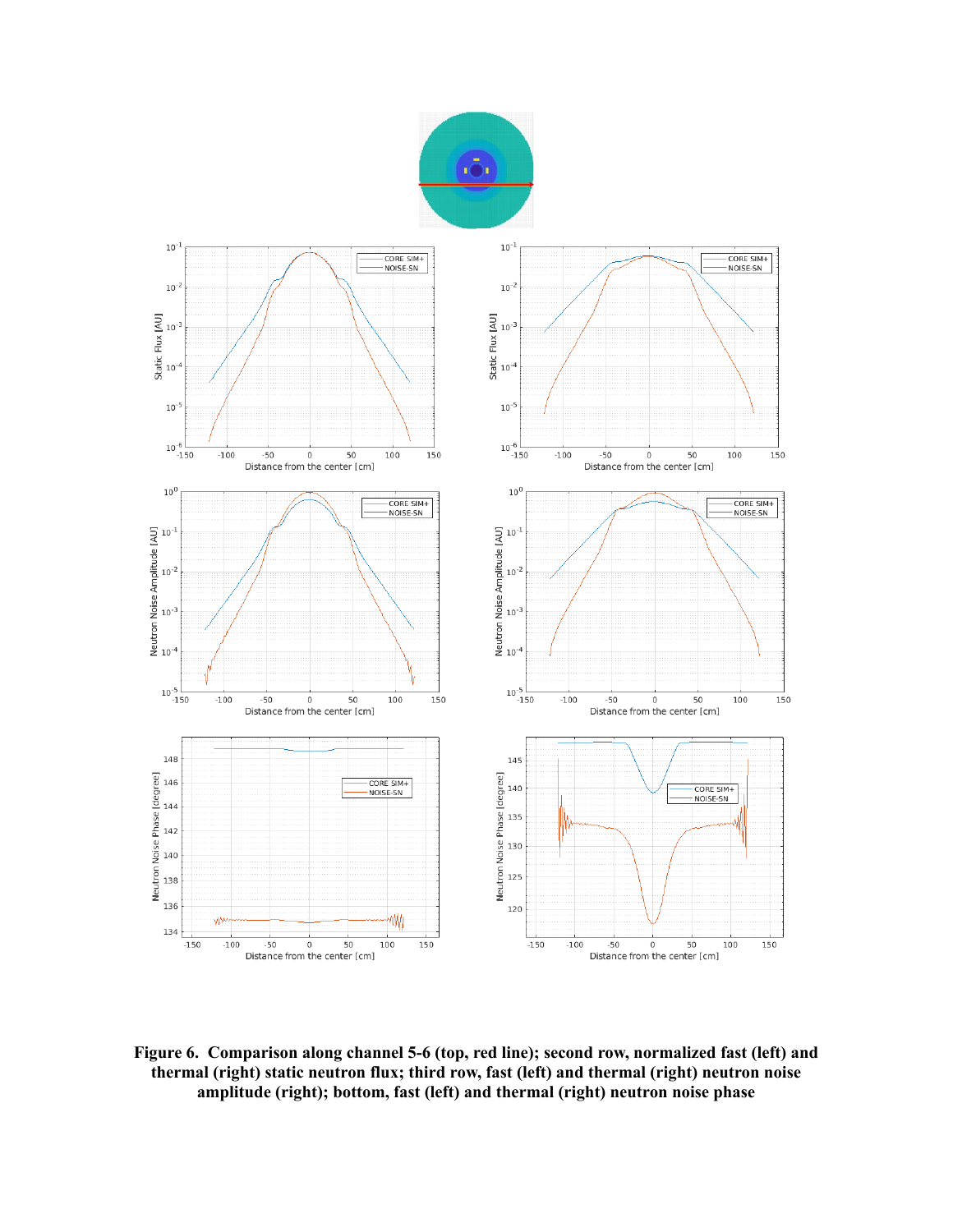**Figure 6. Comparison along channel 5-6 (top, red line); second row, normalized fast (left) and thermal (right) static neutron flux; third row, fast (left) and thermal (right) neutron noise amplitude (right); bottom, fast (left) and thermal (right) neutron noise phase**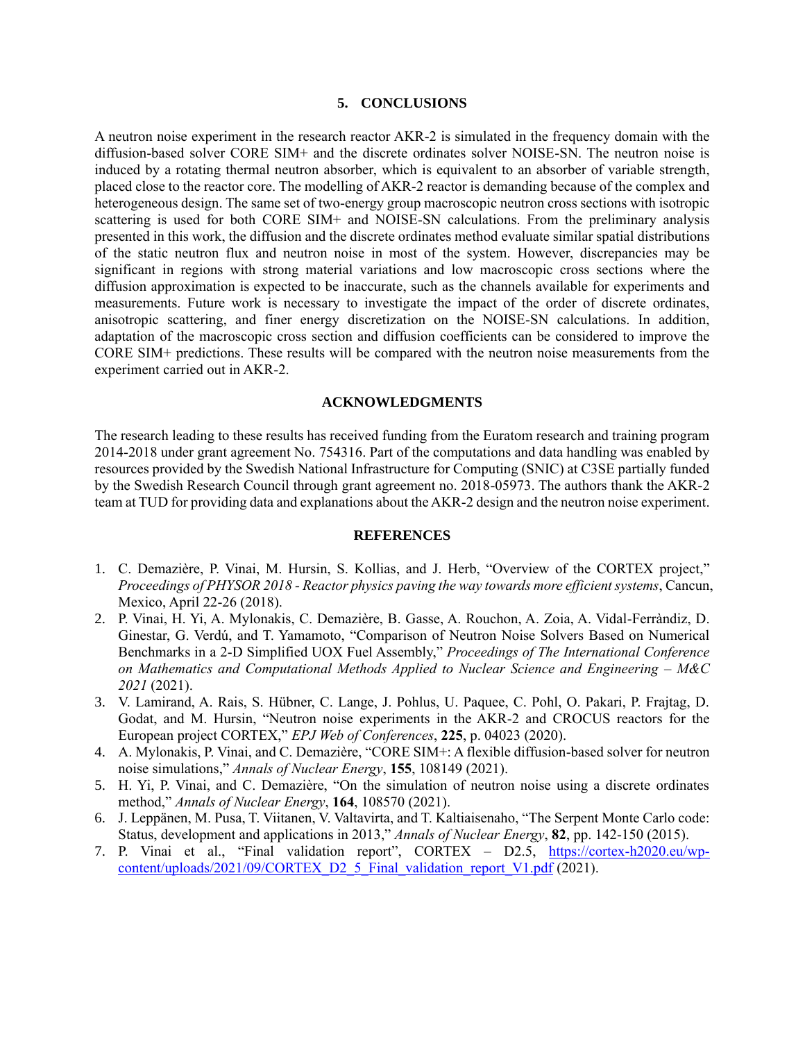## 5. CONCLUSIONS

A neutron noise experiment in the research reactor AKR-2 is simulated in the frequency domain with the diffusion-based solver CORE SIM+ and the discrete ordinates solver NOISE-SN. The neutron noise is induced by a rotating thermal neutron absorber, which is equivalent to an absorber of variable strength, placed close to the reactor core. The modelling of AKR-2 reactor is demanding because of the complex and heterogeneous design. The same set of two-energy group macroscopic neutron cross sections with isotropic scattering is used for both CORE SIM+ and NOISE-SN calculations. From the preliminary analysis presented in this work, the diffusion and the discrete ordinates method evaluate similar spatial distributions of the static neutron flux and neutron noise in most of the system. However, discrepancies may be significant in regions with strong material variations and low macroscopic cross sections where the diffusion approximation is expected to be inaccurate, such as the channels available for experiments and measurements. Future work is necessary to investigate the impact of the order of discrete ordinates, anisotropic scattering, and finer energy discretization on the NOISE-SN calculations. In addition, adaptation of the macroscopic cross section and diffusion coefficients can be considered to improve the CORE SIM+ predictions. These results will be compared with the neutron noise measurements from the experiment carried out in AKR-2.

## ACKNOWLEDGMENTS

The research leading to these results has received funding from the Euratom research and training program 2014-2018 under grant agreement No. 754316. Part of the computations and data handling was enabled by resources provided by the Swedish National Infrastructure for Computing (SNIC) at C3SE partially funded by the Swedish Research Council through grant agreement no. 2018-05973. The authors thank the AKR-2 team at TUD for providing data and explanations about the AKR-2 design and the neutron noise experiment.

## REFERENCES

1. C. Demazière, P. Vinai, M. Hursin, S. Kollias, and J. Herb, "Overview of the CORTEX project," *Proceedings of PHYSOR 2018 - Reactor physics paving the way towards more efficient systems*, Cancun, Mexico, April 22-26 (2018).
2. P. Vinai, H. Yi, A. Mylonakis, C. Demazière, B. Gasse, A. Rouchon, A. Zoia, A. Vidal-Ferràndiz, D. Ginestar, G. Verdú, and T. Yamamoto, "Comparison of Neutron Noise Solvers Based on Numerical Benchmarks in a 2-D Simplified UOX Fuel Assembly," *Proceedings of The International Conference on Mathematics and Computational Methods Applied to Nuclear Science and Engineering – M&C 2021* (2021).
3. V. Lamirand, A. Rais, S. Hübner, C. Lange, J. Pohlus, U. Paquee, C. Pohl, O. Pakari, P. Frajtag, D. Godat, and M. Hursin, "Neutron noise experiments in the AKR-2 and CROCUS reactors for the European project CORTEX," *EPJ Web of Conferences*, **225**, p. 04023 (2020).
4. A. Mylonakis, P. Vinai, and C. Demazière, "CORE SIM+: A flexible diffusion-based solver for neutron noise simulations," *Annals of Nuclear Energy*, **155**, 108149 (2021).
5. H. Yi, P. Vinai, and C. Demazière, "On the simulation of neutron noise using a discrete ordinates method," *Annals of Nuclear Energy*, **164**, 108570 (2021).
6. J. Leppänen, M. Pusa, T. Viitanen, V. Valtavirta, and T. Kaltiaisenaho, "The Serpent Monte Carlo code: Status, development and applications in 2013," *Annals of Nuclear Energy*, **82**, pp. 142-150 (2015).
7. P. Vinai et al., "Final validation report", CORTEX – D2.5, https://cortex-h2020.eu/wp-content/uploads/2021/09/CORTEX_D2_5_Final_validation_report_V1.pdf (2021).